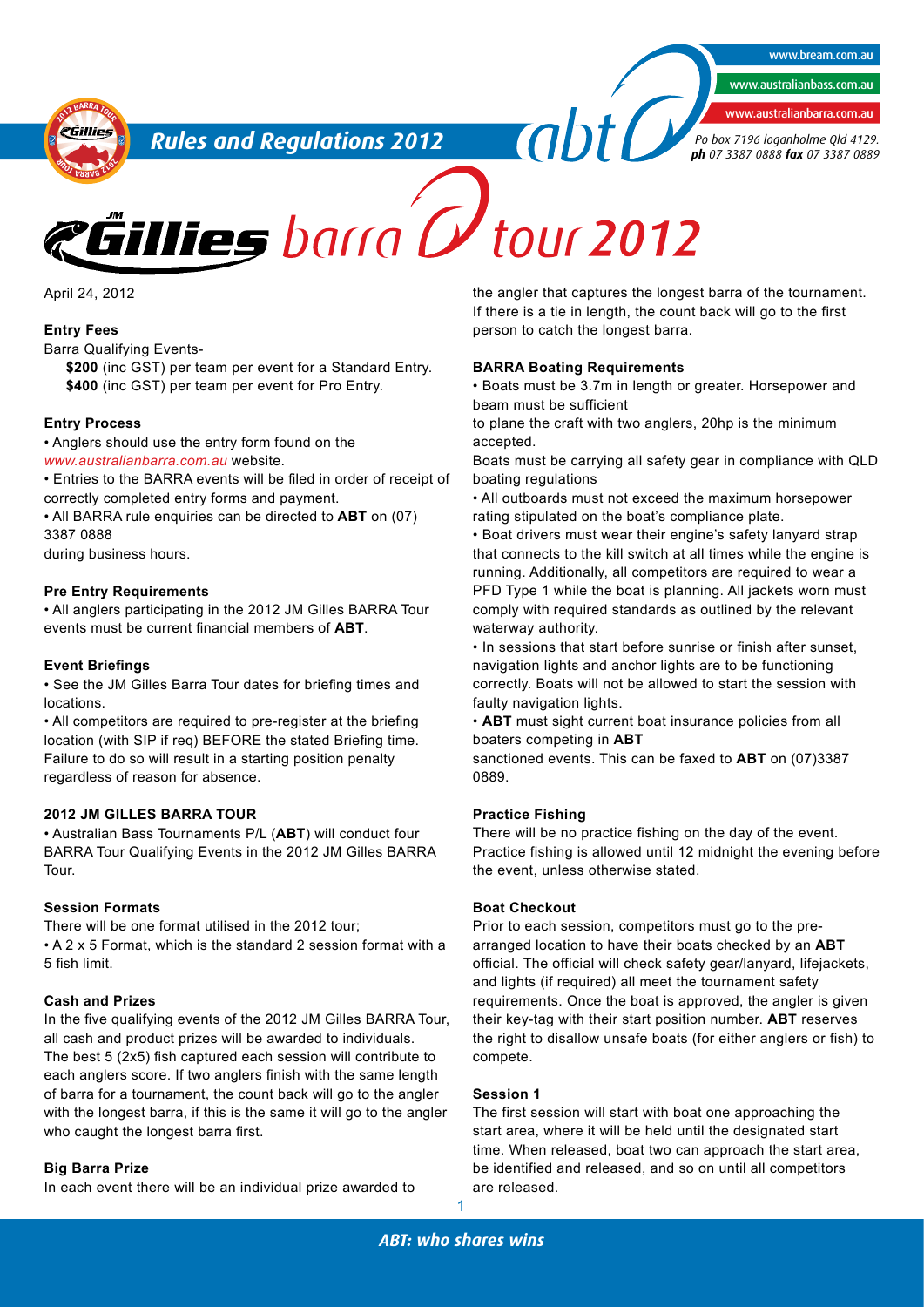# Rules and Regulations 2012

www.bream.com.au
www.australianbass.com.au
www.australianbarra.com.au

*Po box 7196 loganholme Qld 4129.*
***ph*** *07 3387 0888* ***fax*** *07 3387 0889*

# Gillies barra tour 2012

April 24, 2012

**Entry Fees**

Barra Qualifying Events-

**$200** (inc GST) per team per event for a Standard Entry.
**$400** (inc GST) per team per event for Pro Entry.

**Entry Process**

• Anglers should use the entry form found on the *www.australianbarra.com.au* website.

• Entries to the BARRA events will be filed in order of receipt of correctly completed entry forms and payment.

• All BARRA rule enquiries can be directed to **ABT** on (07) 3387 0888
during business hours.

**Pre Entry Requirements**

• All anglers participating in the 2012 JM Gilles BARRA Tour events must be current financial members of **ABT**.

**Event Briefings**

• See the JM Gilles Barra Tour dates for briefing times and locations.

• All competitors are required to pre-register at the briefing location (with SIP if req) BEFORE the stated Briefing time. Failure to do so will result in a starting position penalty regardless of reason for absence.

**2012 JM GILLES BARRA TOUR**

• Australian Bass Tournaments P/L (**ABT**) will conduct four BARRA Tour Qualifying Events in the 2012 JM Gilles BARRA Tour.

**Session Formats**

There will be one format utilised in the 2012 tour;

• A 2 x 5 Format, which is the standard 2 session format with a 5 fish limit.

**Cash and Prizes**

In the five qualifying events of the 2012 JM Gilles BARRA Tour, all cash and product prizes will be awarded to individuals. The best 5 (2x5) fish captured each session will contribute to each anglers score. If two anglers finish with the same length of barra for a tournament, the count back will go to the angler with the longest barra, if this is the same it will go to the angler who caught the longest barra first.

**Big Barra Prize**

In each event there will be an individual prize awarded to the angler that captures the longest barra of the tournament. If there is a tie in length, the count back will go to the first person to catch the longest barra.

**BARRA Boating Requirements**

• Boats must be 3.7m in length or greater. Horsepower and beam must be sufficient
to plane the craft with two anglers, 20hp is the minimum accepted.

Boats must be carrying all safety gear in compliance with QLD boating regulations

• All outboards must not exceed the maximum horsepower rating stipulated on the boat's compliance plate.

• Boat drivers must wear their engine's safety lanyard strap that connects to the kill switch at all times while the engine is running. Additionally, all competitors are required to wear a PFD Type 1 while the boat is planing. All jackets worn must comply with required standards as outlined by the relevant waterway authority.

• In sessions that start before sunrise or finish after sunset, navigation lights and anchor lights are to be functioning correctly. Boats will not be allowed to start the session with faulty navigation lights.

• **ABT** must sight current boat insurance policies from all boaters competing in **ABT**
sanctioned events. This can be faxed to **ABT** on (07)3387 0889.

**Practice Fishing**

There will be no practice fishing on the day of the event. Practice fishing is allowed until 12 midnight the evening before the event, unless otherwise stated.

**Boat Checkout**

Prior to each session, competitors must go to the pre-arranged location to have their boats checked by an **ABT** official. The official will check safety gear/lanyard, lifejackets, and lights (if required) all meet the tournament safety requirements. Once the boat is approved, the angler is given their key-tag with their start position number. **ABT** reserves the right to disallow unsafe boats (for either anglers or fish) to compete.

**Session 1**

The first session will start with boat one approaching the start area, where it will be held until the designated start time. When released, boat two can approach the start area, be identified and released, and so on until all competitors are released.

*ABT: who shares wins*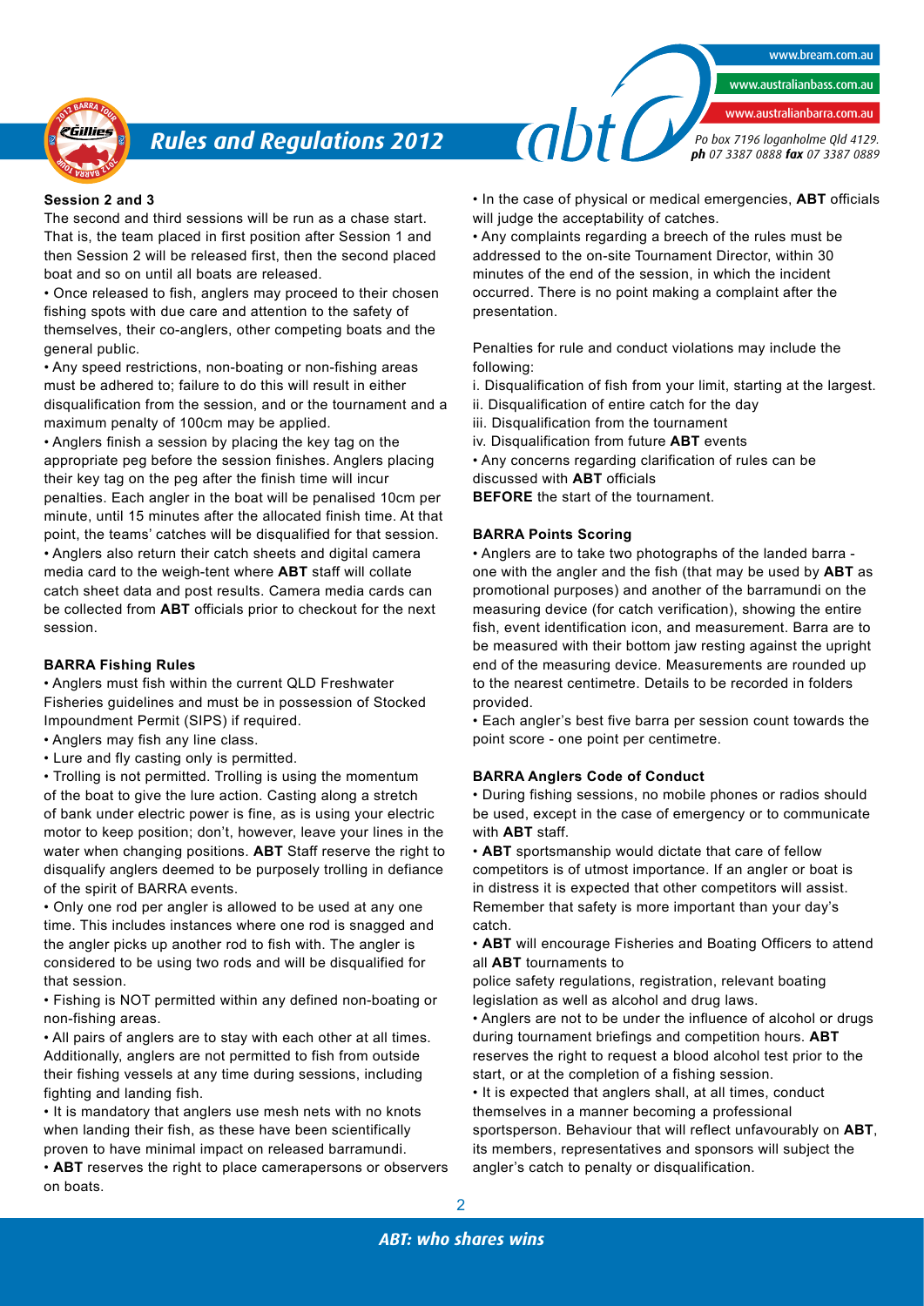**Session 2 and 3**

The second and third sessions will be run as a chase start. That is, the team placed in first position after Session 1 and then Session 2 will be released first, then the second placed boat and so on until all boats are released.

- Once released to fish, anglers may proceed to their chosen fishing spots with due care and attention to the safety of themselves, their co-anglers, other competing boats and the general public.
- Any speed restrictions, non-boating or non-fishing areas must be adhered to; failure to do this will result in either disqualification from the session, and or the tournament and a maximum penalty of 100cm may be applied.
- Anglers finish a session by placing the key tag on the appropriate peg before the session finishes. Anglers placing their key tag on the peg after the finish time will incur penalties. Each angler in the boat will be penalised 10cm per minute, until 15 minutes after the allocated finish time. At that point, the teams' catches will be disqualified for that session.
- Anglers also return their catch sheets and digital camera media card to the weigh-tent where **ABT** staff will collate catch sheet data and post results. Camera media cards can be collected from **ABT** officials prior to checkout for the next session.

**BARRA Fishing Rules**

- Anglers must fish within the current QLD Freshwater Fisheries guidelines and must be in possession of Stocked Impoundment Permit (SIPS) if required.
- Anglers may fish any line class.
- Lure and fly casting only is permitted.
- Trolling is not permitted. Trolling is using the momentum of the boat to give the lure action. Casting along a stretch of bank under electric power is fine, as is using your electric motor to keep position; don't, however, leave your lines in the water when changing positions. **ABT** Staff reserve the right to disqualify anglers deemed to be purposely trolling in defiance of the spirit of BARRA events.
- Only one rod per angler is allowed to be used at any one time. This includes instances where one rod is snagged and the angler picks up another rod to fish with. The angler is considered to be using two rods and will be disqualified for that session.
- Fishing is NOT permitted within any defined non-boating or non-fishing areas.
- All pairs of anglers are to stay with each other at all times. Additionally, anglers are not permitted to fish from outside their fishing vessels at any time during sessions, including fighting and landing fish.
- It is mandatory that anglers use mesh nets with no knots when landing their fish, as these have been scientifically proven to have minimal impact on released barramundi.
- **ABT** reserves the right to place camerapersons or observers on boats.
- In the case of physical or medical emergencies, **ABT** officials will judge the acceptability of catches.
- Any complaints regarding a breech of the rules must be addressed to the on-site Tournament Director, within 30 minutes of the end of the session, in which the incident occurred. There is no point making a complaint after the presentation.

Penalties for rule and conduct violations may include the following:

i. Disqualification of fish from your limit, starting at the largest.
ii. Disqualification of entire catch for the day
iii. Disqualification from the tournament
iv. Disqualification from future **ABT** events

- Any concerns regarding clarification of rules can be discussed with **ABT** officials **BEFORE** the start of the tournament.

**BARRA Points Scoring**

- Anglers are to take two photographs of the landed barra - one with the angler and the fish (that may be used by **ABT** as promotional purposes) and another of the barramundi on the measuring device (for catch verification), showing the entire fish, event identification icon, and measurement. Barra are to be measured with their bottom jaw resting against the upright end of the measuring device. Measurements are rounded up to the nearest centimetre. Details to be recorded in folders provided.
- Each angler's best five barra per session count towards the point score - one point per centimetre.

**BARRA Anglers Code of Conduct**

- During fishing sessions, no mobile phones or radios should be used, except in the case of emergency or to communicate with **ABT** staff.
- **ABT** sportsmanship would dictate that care of fellow competitors is of utmost importance. If an angler or boat is in distress it is expected that other competitors will assist. Remember that safety is more important than your day's catch.
- **ABT** will encourage Fisheries and Boating Officers to attend all **ABT** tournaments to police safety regulations, registration, relevant boating legislation as well as alcohol and drug laws.
- Anglers are not to be under the influence of alcohol or drugs during tournament briefings and competition hours. **ABT** reserves the right to request a blood alcohol test prior to the start, or at the completion of a fishing session.
- It is expected that anglers shall, at all times, conduct themselves in a manner becoming a professional sportsperson. Behaviour that will reflect unfavourably on **ABT**, its members, representatives and sponsors will subject the angler's catch to penalty or disqualification.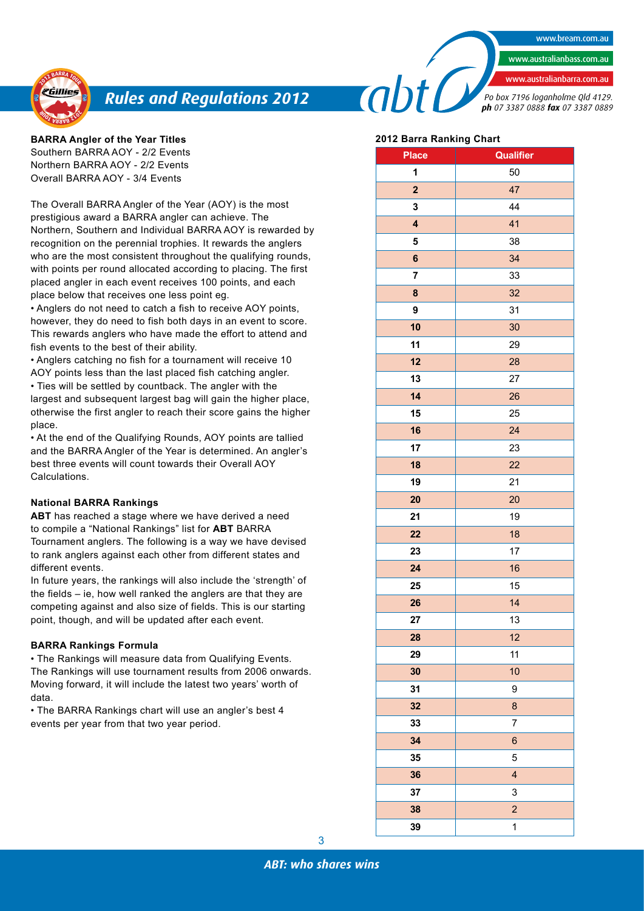# Rules and Regulations 2012

**BARRA Angler of the Year Titles**
Southern BARRA AOY - 2/2 Events
Northern BARRA AOY - 2/2 Events
Overall BARRA AOY - 3/4 Events

The Overall BARRA Angler of the Year (AOY) is the most prestigious award a BARRA angler can achieve. The Northern, Southern and Individual BARRA AOY is rewarded by recognition on the perennial trophies. It rewards the anglers who are the most consistent throughout the qualifying rounds, with points per round allocated according to placing. The first placed angler in each event receives 100 points, and each place below that receives one less point eg.

- Anglers do not need to catch a fish to receive AOY points, however, they do need to fish both days in an event to score. This rewards anglers who have made the effort to attend and fish events to the best of their ability.
- Anglers catching no fish for a tournament will receive 10 AOY points less than the last placed fish catching angler.
- Ties will be settled by countback. The angler with the largest and subsequent largest bag will gain the higher place, otherwise the first angler to reach their score gains the higher place.
- At the end of the Qualifying Rounds, AOY points are tallied and the BARRA Angler of the Year is determined. An angler's best three events will count towards their Overall AOY Calculations.

**National BARRA Rankings**

**ABT** has reached a stage where we have derived a need to compile a "National Rankings" list for **ABT** BARRA Tournament anglers. The following is a way we have devised to rank anglers against each other from different states and different events.

In future years, the rankings will also include the 'strength' of the fields – ie, how well ranked the anglers are that they are competing against and also size of fields. This is our starting point, though, and will be updated after each event.

**BARRA Rankings Formula**

- The Rankings will measure data from Qualifying Events. The Rankings will use tournament results from 2006 onwards. Moving forward, it will include the latest two years' worth of data.
- The BARRA Rankings chart will use an angler's best 4 events per year from that two year period.

**2012 Barra Ranking Chart**

| Place | Qualifier |
|---|---|
| 1 | 50 |
| 2 | 47 |
| 3 | 44 |
| 4 | 41 |
| 5 | 38 |
| 6 | 34 |
| 7 | 33 |
| 8 | 32 |
| 9 | 31 |
| 10 | 30 |
| 11 | 29 |
| 12 | 28 |
| 13 | 27 |
| 14 | 26 |
| 15 | 25 |
| 16 | 24 |
| 17 | 23 |
| 18 | 22 |
| 19 | 21 |
| 20 | 20 |
| 21 | 19 |
| 22 | 18 |
| 23 | 17 |
| 24 | 16 |
| 25 | 15 |
| 26 | 14 |
| 27 | 13 |
| 28 | 12 |
| 29 | 11 |
| 30 | 10 |
| 31 | 9 |
| 32 | 8 |
| 33 | 7 |
| 34 | 6 |
| 35 | 5 |
| 36 | 4 |
| 37 | 3 |
| 38 | 2 |
| 39 | 1 |